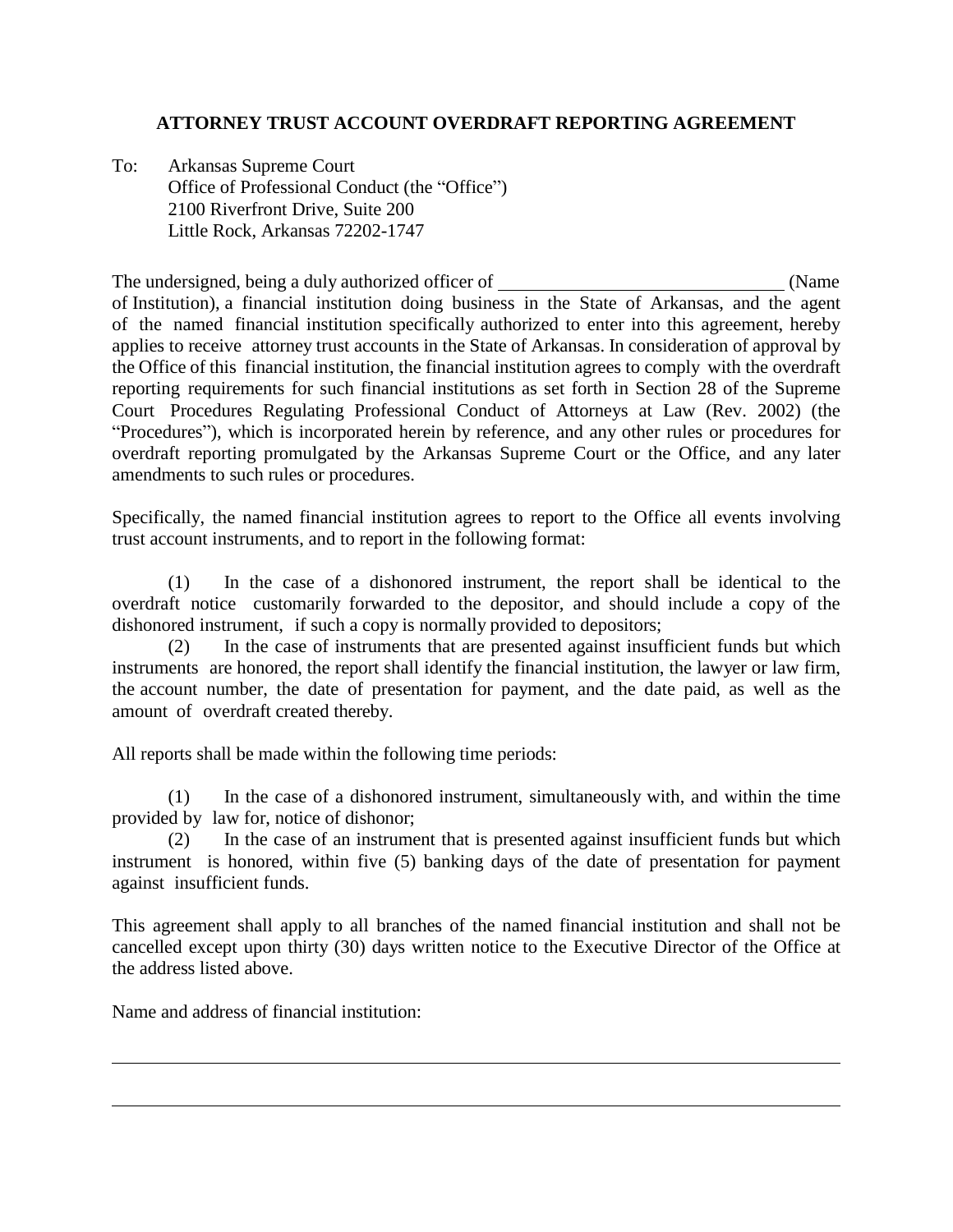## ATTORNEY TRUST ACCOUNT OVERDRAFT REPORTING AGREEMENT

To: Arkansas Supreme Court
Office of Professional Conduct (the "Office")
2100 Riverfront Drive, Suite 200
Little Rock, Arkansas 72202-1747

The undersigned, being a duly authorized officer of ______________________________ (Name of Institution), a financial institution doing business in the State of Arkansas, and the agent of the named financial institution specifically authorized to enter into this agreement, hereby applies to receive attorney trust accounts in the State of Arkansas. In consideration of approval by the Office of this financial institution, the financial institution agrees to comply with the overdraft reporting requirements for such financial institutions as set forth in Section 28 of the Supreme Court Procedures Regulating Professional Conduct of Attorneys at Law (Rev. 2002) (the "Procedures"), which is incorporated herein by reference, and any other rules or procedures for overdraft reporting promulgated by the Arkansas Supreme Court or the Office, and any later amendments to such rules or procedures.

Specifically, the named financial institution agrees to report to the Office all events involving trust account instruments, and to report in the following format:

(1) In the case of a dishonored instrument, the report shall be identical to the overdraft notice customarily forwarded to the depositor, and should include a copy of the dishonored instrument, if such a copy is normally provided to depositors;

(2) In the case of instruments that are presented against insufficient funds but which instruments are honored, the report shall identify the financial institution, the lawyer or law firm, the account number, the date of presentation for payment, and the date paid, as well as the amount of overdraft created thereby.

All reports shall be made within the following time periods:

(1) In the case of a dishonored instrument, simultaneously with, and within the time provided by law for, notice of dishonor;

(2) In the case of an instrument that is presented against insufficient funds but which instrument is honored, within five (5) banking days of the date of presentation for payment against insufficient funds.

This agreement shall apply to all branches of the named financial institution and shall not be cancelled except upon thirty (30) days written notice to the Executive Director of the Office at the address listed above.

Name and address of financial institution:

______________________________________________________________________

______________________________________________________________________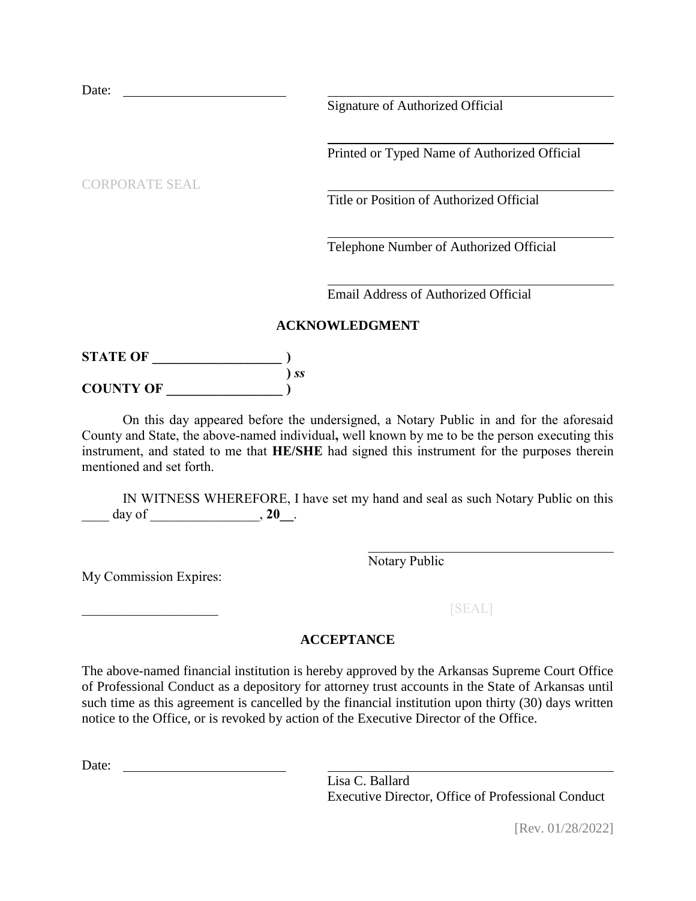Date: \_\_\_\_\_\_\_\_\_\_\_\_\_\_\_\_\_\_\_\_\_\_\_\_

\_\_\_\_\_\_\_\_\_\_\_\_\_\_\_\_\_\_\_\_\_\_\_\_\_\_\_\_\_\_\_\_\_\_\_\_\_\_\_\_
Signature of Authorized Official

\_\_\_\_\_\_\_\_\_\_\_\_\_\_\_\_\_\_\_\_\_\_\_\_\_\_\_\_\_\_\_\_\_\_\_\_\_\_\_\_
Printed or Typed Name of Authorized Official

CORPORATE SEAL

\_\_\_\_\_\_\_\_\_\_\_\_\_\_\_\_\_\_\_\_\_\_\_\_\_\_\_\_\_\_\_\_\_\_\_\_\_\_\_\_
Title or Position of Authorized Official

\_\_\_\_\_\_\_\_\_\_\_\_\_\_\_\_\_\_\_\_\_\_\_\_\_\_\_\_\_\_\_\_\_\_\_\_\_\_\_\_
Telephone Number of Authorized Official

\_\_\_\_\_\_\_\_\_\_\_\_\_\_\_\_\_\_\_\_\_\_\_\_\_\_\_\_\_\_\_\_\_\_\_\_\_\_\_\_
Email Address of Authorized Official

## ACKNOWLEDGMENT

**STATE OF \_\_\_\_\_\_\_\_\_\_\_\_\_\_\_\_\_\_\_ )**
**)** ***ss***
**COUNTY OF \_\_\_\_\_\_\_\_\_\_\_\_\_\_\_\_\_ )**

On this day appeared before the undersigned, a Notary Public in and for the aforesaid County and State, the above-named individual**,** well known by me to be the person executing this instrument, and stated to me that **HE/SHE** had signed this instrument for the purposes therein mentioned and set forth.

IN WITNESS WHEREFORE, I have set my hand and seal as such Notary Public on this \_\_\_\_ day of \_\_\_\_\_\_\_\_\_\_\_\_\_\_\_\_, **20\_\_**.

\_\_\_\_\_\_\_\_\_\_\_\_\_\_\_\_\_\_\_\_\_\_\_\_\_\_\_\_\_\_\_\_\_\_\_\_
Notary Public

My Commission Expires:

\_\_\_\_\_\_\_\_\_\_\_\_\_\_\_\_\_\_\_\_

[SEAL]

## ACCEPTANCE

The above-named financial institution is hereby approved by the Arkansas Supreme Court Office of Professional Conduct as a depository for attorney trust accounts in the State of Arkansas until such time as this agreement is cancelled by the financial institution upon thirty (30) days written notice to the Office, or is revoked by action of the Executive Director of the Office.

Date: \_\_\_\_\_\_\_\_\_\_\_\_\_\_\_\_\_\_\_\_\_\_\_\_

\_\_\_\_\_\_\_\_\_\_\_\_\_\_\_\_\_\_\_\_\_\_\_\_\_\_\_\_\_\_\_\_\_\_\_\_\_\_\_\_
Lisa C. Ballard
Executive Director, Office of Professional Conduct

[Rev. 01/28/2022]